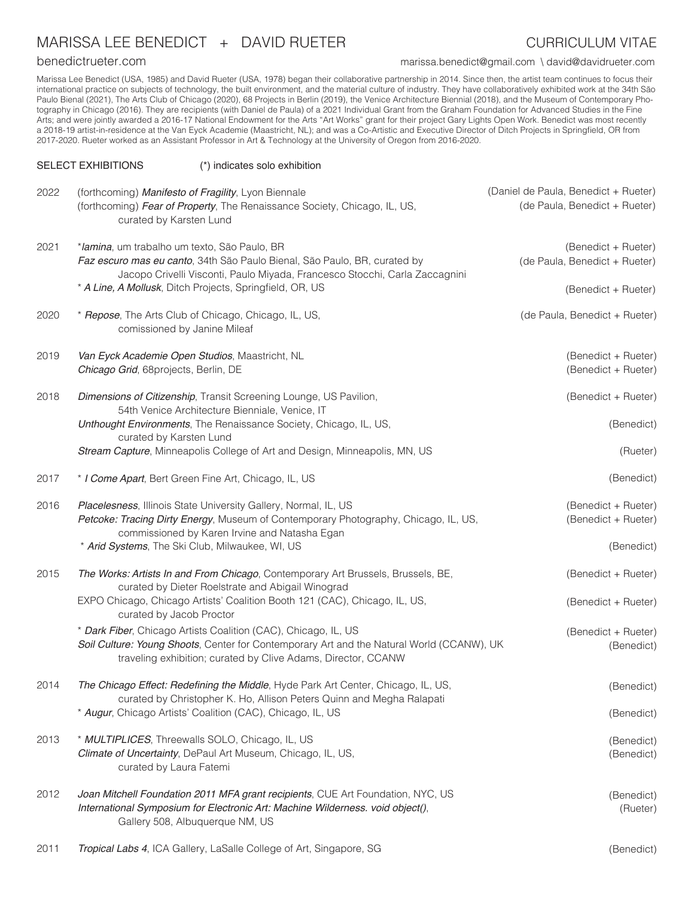# MARISSA LEE BENEDICT + DAVID RUETER

CURRICULUM VITAE

benedictrueter.com

marissa.benedict@gmail.com \ david@davidrueter.com

Marissa Lee Benedict (USA, 1985) and David Rueter (USA, 1978) began their collaborative partnership in 2014. Since then, the artist team continues to focus their international practice on subjects of technology, the built environment, and the material culture of industry. They have collaboratively exhibited work at the 34th São Paulo Bienal (2021), The Arts Club of Chicago (2020), 68 Projects in Berlin (2019), the Venice Architecture Biennial (2018), and the Museum of Contemporary Photography in Chicago (2016). They are recipients (with Daniel de Paula) of a 2021 Individual Grant from the Graham Foundation for Advanced Studies in the Fine Arts; and were jointly awarded a 2016-17 National Endowment for the Arts "Art Works" grant for their project Gary Lights Open Work. Benedict was most recently a 2018-19 artist-in-residence at the Van Eyck Academie (Maastricht, NL); and was a Co-Artistic and Executive Director of Ditch Projects in Springfield, OR from 2017-2020. Rueter worked as an Assistant Professor in Art & Technology at the University of Oregon from 2016-2020.

## SELECT EXHIBITIONS

(*) indicates solo exhibition

| Year | Exhibition | Artists |
|---|---|---|
| 2022 | (forthcoming) ***Manifesto of Fragility***, Lyon Biennale | (Daniel de Paula, Benedict + Rueter) |
| | (forthcoming) ***Fear of Property***, The Renaissance Society, Chicago, IL, US, curated by Karsten Lund | (de Paula, Benedict + Rueter) |
| 2021 | ****lamina***, um trabalho um texto, São Paulo, BR | (Benedict + Rueter) |
| | ***Faz escuro mas eu canto***, 34th São Paulo Bienal, São Paulo, BR, curated by Jacopo Crivelli Visconti, Paulo Miyada, Francesco Stocchi, Carla Zaccagnini | (de Paula, Benedict + Rueter) |
| | * ***A Line, A Mollusk***, Ditch Projects, Springfield, OR, US | (Benedict + Rueter) |
| 2020 | * ***Repose***, The Arts Club of Chicago, Chicago, IL, US, comissioned by Janine Mileaf | (de Paula, Benedict + Rueter) |
| 2019 | ***Van Eyck Academie Open Studios***, Maastricht, NL | (Benedict + Rueter) |
| | ***Chicago Grid***, 68projects, Berlin, DE | (Benedict + Rueter) |
| 2018 | ***Dimensions of Citizenship***, Transit Screening Lounge, US Pavilion, 54th Venice Architecture Bienniale, Venice, IT | (Benedict + Rueter) |
| | ***Unthought Environments***, The Renaissance Society, Chicago, IL, US, curated by Karsten Lund | (Benedict) |
| | ***Stream Capture***, Minneapolis College of Art and Design, Minneapolis, MN, US | (Rueter) |
| 2017 | * ***I Come Apart***, Bert Green Fine Art, Chicago, IL, US | (Benedict) |
| 2016 | ***Placelesness***, Illinois State University Gallery, Normal, IL, US | (Benedict + Rueter) |
| | ***Petcoke: Tracing Dirty Energy***, Museum of Contemporary Photography, Chicago, IL, US, commissioned by Karen Irvine and Natasha Egan | (Benedict + Rueter) |
| | * ***Arid Systems***, The Ski Club, Milwaukee, WI, US | (Benedict) |
| 2015 | ***The Works: Artists In and From Chicago***, Contemporary Art Brussels, Brussels, BE, curated by Dieter Roelstrate and Abigail Winograd | (Benedict + Rueter) |
| | EXPO Chicago, Chicago Artists' Coalition Booth 121 (CAC), Chicago, IL, US, curated by Jacob Proctor | (Benedict + Rueter) |
| | * ***Dark Fiber***, Chicago Artists Coalition (CAC), Chicago, IL, US | (Benedict + Rueter) |
| | ***Soil Culture: Young Shoots***, Center for Contemporary Art and the Natural World (CCANW), UK traveling exhibition; curated by Clive Adams, Director, CCANW | (Benedict) |
| 2014 | ***The Chicago Effect: Redefining the Middle***, Hyde Park Art Center, Chicago, IL, US, curated by Christopher K. Ho, Allison Peters Quinn and Megha Ralapati | (Benedict) |
| | * ***Augur***, Chicago Artists' Coalition (CAC), Chicago, IL, US | (Benedict) |
| 2013 | * ***MULTIPLICES***, Threewalls SOLO, Chicago, IL, US | (Benedict) |
| | ***Climate of Uncertainty***, DePaul Art Museum, Chicago, IL, US, curated by Laura Fatemi | (Benedict) |
| 2012 | ***Joan Mitchell Foundation 2011 MFA grant recipients***, CUE Art Foundation, NYC, US | (Benedict) |
| | ***International Symposium for Electronic Art: Machine Wilderness. void object()***, Gallery 508, Albuquerque NM, US | (Rueter) |
| 2011 | ***Tropical Labs 4***, ICA Gallery, LaSalle College of Art, Singapore, SG | (Benedict) |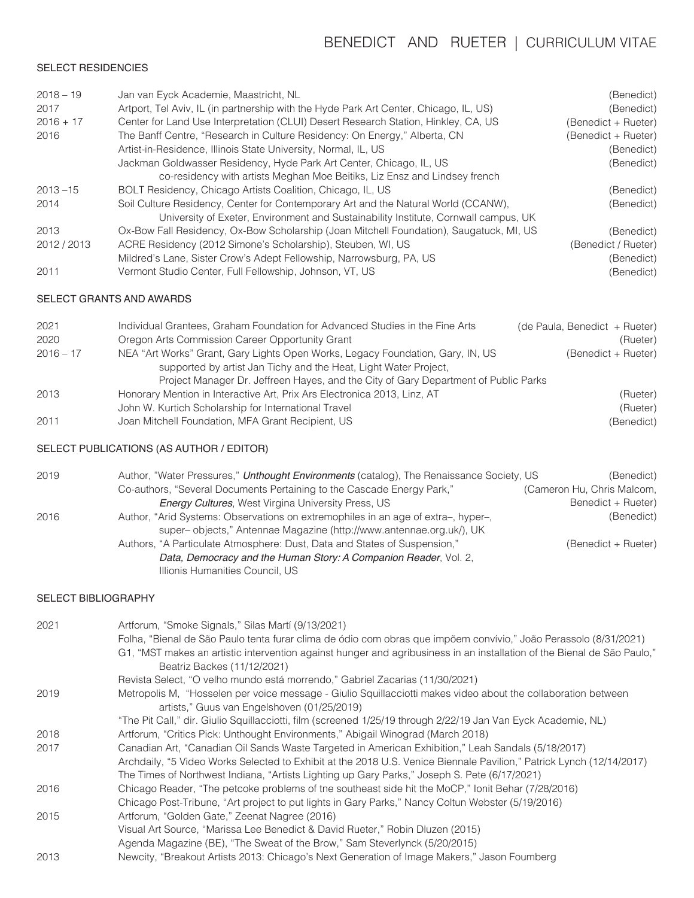# BENEDICT AND RUETER | CURRICULUM VITAE

## SELECT RESIDENCIES

| | | |
|---|---|---|
| 2018 – 19 | Jan van Eyck Academie, Maastricht, NL | (Benedict) |
| 2017 | Artport, Tel Aviv, IL (in partnership with the Hyde Park Art Center, Chicago, IL, US) | (Benedict) |
| 2016 + 17 | Center for Land Use Interpretation (CLUI) Desert Research Station, Hinkley, CA, US | (Benedict + Rueter) |
| 2016 | The Banff Centre, "Research in Culture Residency: On Energy," Alberta, CN | (Benedict + Rueter) |
| | Artist-in-Residence, Illinois State University, Normal, IL, US | (Benedict) |
| | Jackman Goldwasser Residency, Hyde Park Art Center, Chicago, IL, US<br>co-residency with artists Meghan Moe Beitiks, Liz Ensz and Lindsey french | (Benedict) |
| 2013 –15 | BOLT Residency, Chicago Artists Coalition, Chicago, IL, US | (Benedict) |
| 2014 | Soil Culture Residency, Center for Contemporary Art and the Natural World (CCANW),<br>University of Exeter, Environment and Sustainability Institute, Cornwall campus, UK | (Benedict) |
| 2013 | Ox-Bow Fall Residency, Ox-Bow Scholarship (Joan Mitchell Foundation), Saugatuck, MI, US | (Benedict) |
| 2012 / 2013 | ACRE Residency (2012 Simone's Scholarship), Steuben, WI, US | (Benedict / Rueter) |
| | Mildred's Lane, Sister Crow's Adept Fellowship, Narrowsburg, PA, US | (Benedict) |
| 2011 | Vermont Studio Center, Full Fellowship, Johnson, VT, US | (Benedict) |

## SELECT GRANTS AND AWARDS

| | | |
|---|---|---|
| 2021 | Individual Grantees, Graham Foundation for Advanced Studies in the Fine Arts | (de Paula, Benedict + Rueter) |
| 2020 | Oregon Arts Commission Career Opportunity Grant | (Rueter) |
| 2016 – 17 | NEA "Art Works" Grant, Gary Lights Open Works, Legacy Foundation, Gary, IN, US<br>supported by artist Jan Tichy and the Heat, Light Water Project,<br>Project Manager Dr. Jeffreen Hayes, and the City of Gary Department of Public Parks | (Benedict + Rueter) |
| 2013 | Honorary Mention in Interactive Art, Prix Ars Electronica 2013, Linz, AT | (Rueter) |
| | John W. Kurtich Scholarship for International Travel | (Rueter) |
| 2011 | Joan Mitchell Foundation, MFA Grant Recipient, US | (Benedict) |

## SELECT PUBLICATIONS (AS AUTHOR / EDITOR)

| | | |
|---|---|---|
| 2019 | Author, "Water Pressures," ***Unthought Environments*** (catalog), The Renaissance Society, US | (Benedict) |
| | Co-authors, "Several Documents Pertaining to the Cascade Energy Park,"<br>***Energy Cultures***, West Virgina University Press, US | (Cameron Hu, Chris Malcom, Benedict + Rueter) |
| 2016 | Author, "Arid Systems: Observations on extremophiles in an age of extra–, hyper–,<br>super– objects," Antennae Magazine (http://www.antennae.org.uk/), UK | (Benedict) |
| | Authors, "A Particulate Atmosphere: Dust, Data and States of Suspension,"<br>***Data, Democracy and the Human Story: A Companion Reader***, Vol. 2,<br>Illionis Humanities Council, US | (Benedict + Rueter) |

## SELECT BIBLIOGRAPHY

| | |
|---|---|
| 2021 | Artforum, "Smoke Signals," Silas Martí (9/13/2021) |
| | Folha, "Bienal de São Paulo tenta furar clima de ódio com obras que impõem convívio," João Perassolo (8/31/2021) |
| | G1, "MST makes an artistic intervention against hunger and agribusiness in an installation of the Bienal de São Paulo," Beatriz Backes (11/12/2021) |
| | Revista Select, "O velho mundo está morrendo," Gabriel Zacarias (11/30/2021) |
| 2019 | Metropolis M, "Hosselen per voice message - Giulio Squillacciotti makes video about the collaboration between artists," Guus van Engelshoven (01/25/2019) |
| | "The Pit Call," dir. Giulio Squillacciotti, film (screened 1/25/19 through 2/22/19 Jan Van Eyck Academie, NL) |
| 2018 | Artforum, "Critics Pick: Unthought Environments," Abigail Winograd (March 2018) |
| 2017 | Canadian Art, "Canadian Oil Sands Waste Targeted in American Exhibition," Leah Sandals (5/18/2017) |
| | Archdaily, "5 Video Works Selected to Exhibit at the 2018 U.S. Venice Biennale Pavilion," Patrick Lynch (12/14/2017) |
| | The Times of Northwest Indiana, "Artists Lighting up Gary Parks," Joseph S. Pete (6/17/2021) |
| 2016 | Chicago Reader, "The petcoke problems of tne southeast side hit the MoCP," Ionit Behar (7/28/2016) |
| | Chicago Post-Tribune, "Art project to put lights in Gary Parks," Nancy Coltun Webster (5/19/2016) |
| 2015 | Artforum, "Golden Gate," Zeenat Nagree (2016) |
| | Visual Art Source, "Marissa Lee Benedict & David Rueter," Robin Dluzen (2015) |
| | Agenda Magazine (BE), "The Sweat of the Brow," Sam Steverlynck (5/20/2015) |
| 2013 | Newcity, "Breakout Artists 2013: Chicago's Next Generation of Image Makers," Jason Foumberg |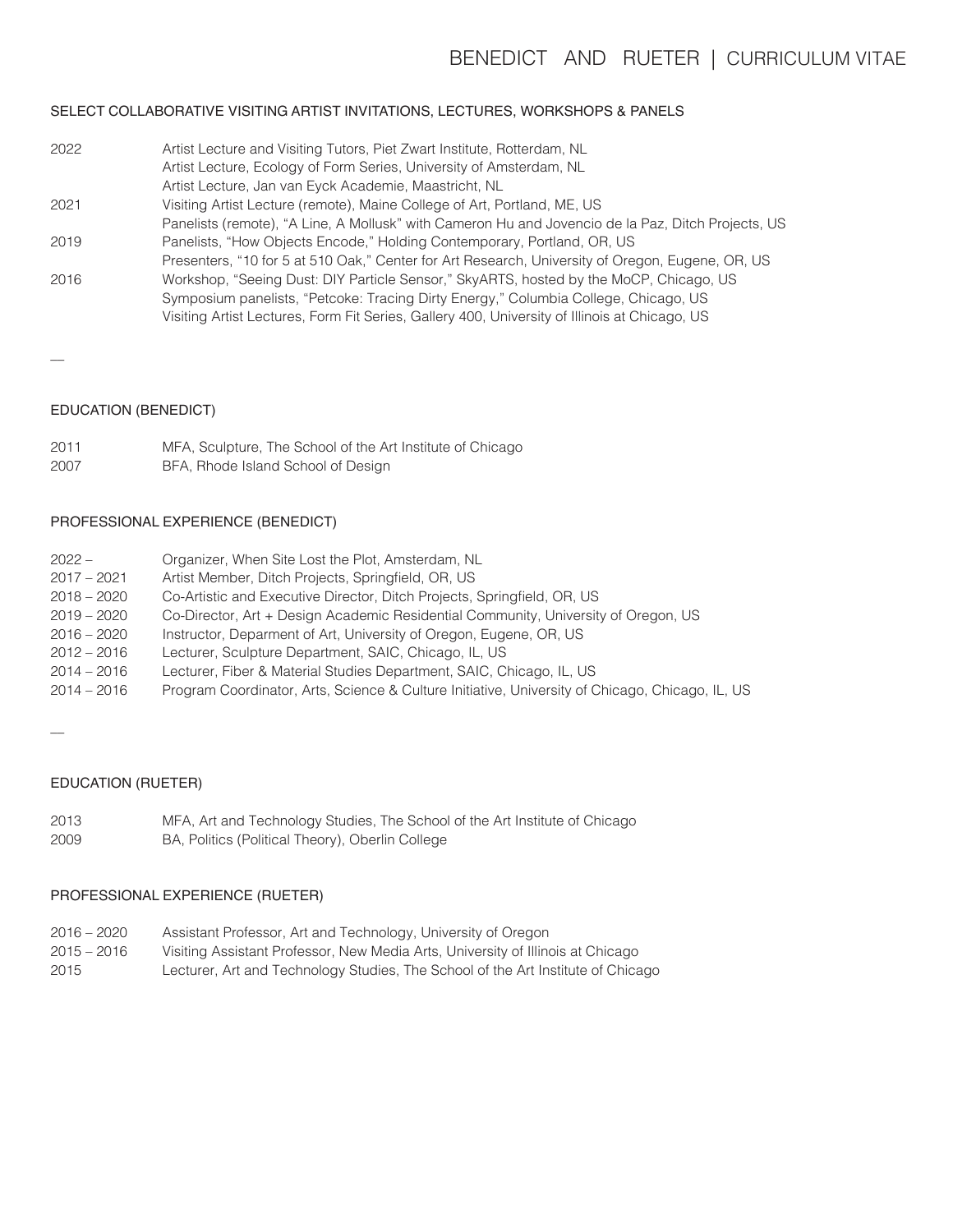## SELECT COLLABORATIVE VISITING ARTIST INVITATIONS, LECTURES, WORKSHOPS & PANELS

2022 Artist Lecture and Visiting Tutors, Piet Zwart Institute, Rotterdam, NL
Artist Lecture, Ecology of Form Series, University of Amsterdam, NL
Artist Lecture, Jan van Eyck Academie, Maastricht, NL

2021 Visiting Artist Lecture (remote), Maine College of Art, Portland, ME, US
Panelists (remote), "A Line, A Mollusk" with Cameron Hu and Jovencio de la Paz, Ditch Projects, US

2019 Panelists, "How Objects Encode," Holding Contemporary, Portland, OR, US
Presenters, "10 for 5 at 510 Oak," Center for Art Research, University of Oregon, Eugene, OR, US

2016 Workshop, "Seeing Dust: DIY Particle Sensor," SkyARTS, hosted by the MoCP, Chicago, US
Symposium panelists, "Petcoke: Tracing Dirty Energy," Columbia College, Chicago, US
Visiting Artist Lectures, Form Fit Series, Gallery 400, University of Illinois at Chicago, US

—

## EDUCATION (BENEDICT)

2011 MFA, Sculpture, The School of the Art Institute of Chicago
2007 BFA, Rhode Island School of Design

## PROFESSIONAL EXPERIENCE (BENEDICT)

2022 – Organizer, When Site Lost the Plot, Amsterdam, NL
2017 – 2021 Artist Member, Ditch Projects, Springfield, OR, US
2018 – 2020 Co-Artistic and Executive Director, Ditch Projects, Springfield, OR, US
2019 – 2020 Co-Director, Art + Design Academic Residential Community, University of Oregon, US
2016 – 2020 Instructor, Deparment of Art, University of Oregon, Eugene, OR, US
2012 – 2016 Lecturer, Sculpture Department, SAIC, Chicago, IL, US
2014 – 2016 Lecturer, Fiber & Material Studies Department, SAIC, Chicago, IL, US
2014 – 2016 Program Coordinator, Arts, Science & Culture Initiative, University of Chicago, Chicago, IL, US

—

## EDUCATION (RUETER)

2013 MFA, Art and Technology Studies, The School of the Art Institute of Chicago
2009 BA, Politics (Political Theory), Oberlin College

## PROFESSIONAL EXPERIENCE (RUETER)

2016 – 2020 Assistant Professor, Art and Technology, University of Oregon
2015 – 2016 Visiting Assistant Professor, New Media Arts, University of Illinois at Chicago
2015 Lecturer, Art and Technology Studies, The School of the Art Institute of Chicago